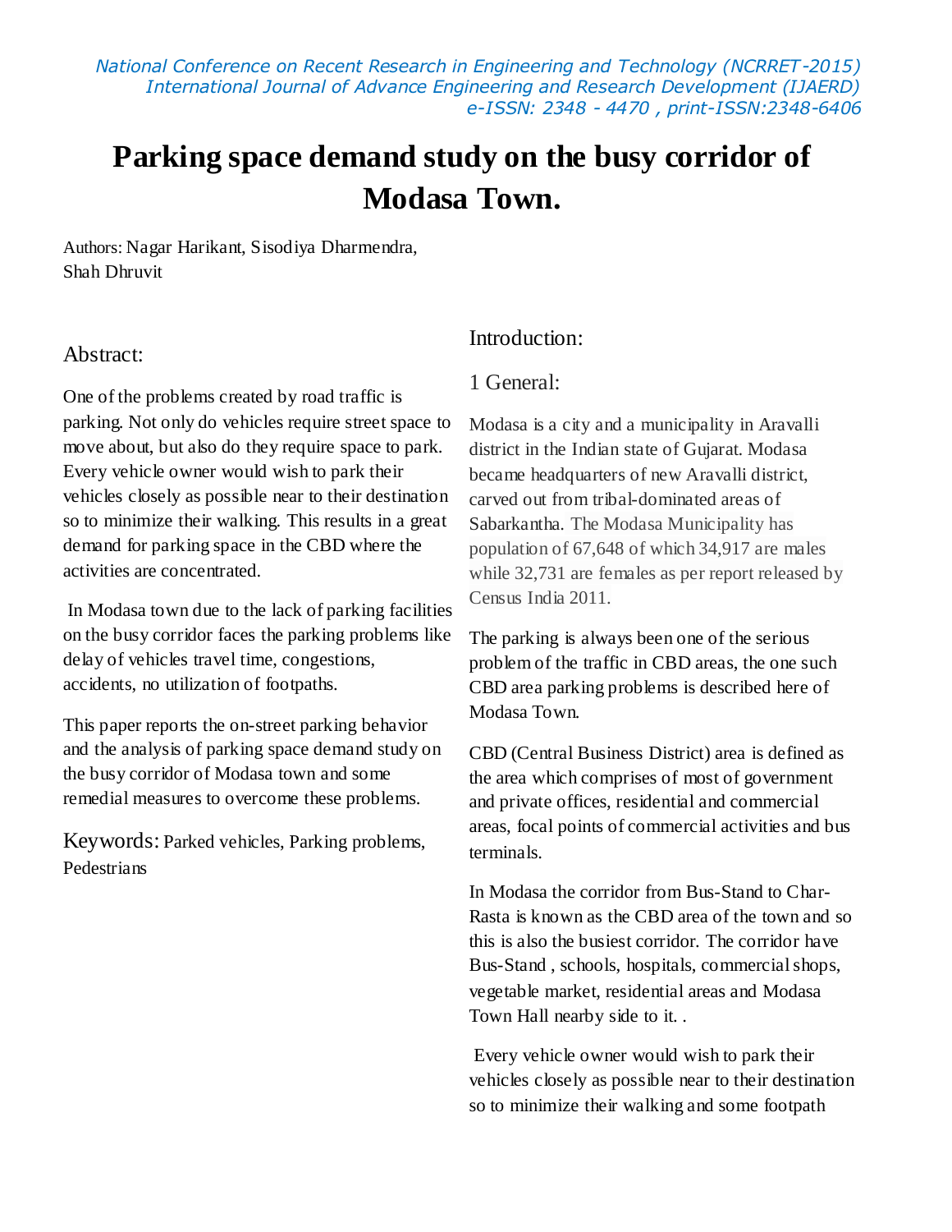# Parking space demand study on the busy corridor of Modasa Town.

Authors: Nagar Harikant, Sisodiya Dharmendra, Shah Dhruvit

## Abstract:

One of the problems created by road traffic is parking. Not only do vehicles require street space to move about, but also do they require space to park. Every vehicle owner would wish to park their vehicles closely as possible near to their destination so to minimize their walking. This results in a great demand for parking space in the CBD where the activities are concentrated.

In Modasa town due to the lack of parking facilities on the busy corridor faces the parking problems like delay of vehicles travel time, congestions, accidents, no utilization of footpaths.

This paper reports the on-street parking behavior and the analysis of parking space demand study on the busy corridor of Modasa town and some remedial measures to overcome these problems.

Keywords: Parked vehicles, Parking problems, Pedestrians

## Introduction:

### 1 General:

Modasa is a city and a municipality in Aravalli district in the Indian state of Gujarat. Modasa became headquarters of new Aravalli district, carved out from tribal-dominated areas of Sabarkantha. The Modasa Municipality has population of 67,648 of which 34,917 are males while 32,731 are females as per report released by Census India 2011.

The parking is always been one of the serious problem of the traffic in CBD areas, the one such CBD area parking problems is described here of Modasa Town.

CBD (Central Business District) area is defined as the area which comprises of most of government and private offices, residential and commercial areas, focal points of commercial activities and bus terminals.

In Modasa the corridor from Bus-Stand to Char-Rasta is known as the CBD area of the town and so this is also the busiest corridor. The corridor have Bus-Stand , schools, hospitals, commercial shops, vegetable market, residential areas and Modasa Town Hall nearby side to it. .

Every vehicle owner would wish to park their vehicles closely as possible near to their destination so to minimize their walking and some footpath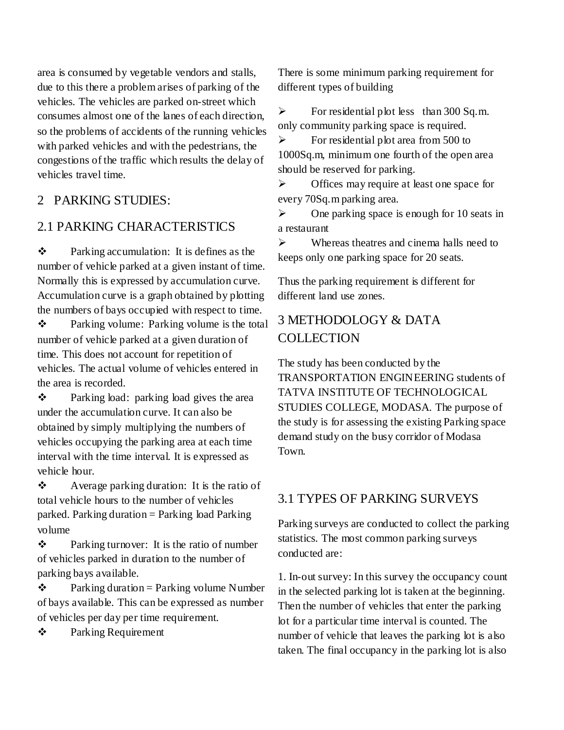area is consumed by vegetable vendors and stalls, due to this there a problem arises of parking of the vehicles. The vehicles are parked on-street which consumes almost one of the lanes of each direction, so the problems of accidents of the running vehicles with parked vehicles and with the pedestrians, the congestions of the traffic which results the delay of vehicles travel time.

## 2 PARKING STUDIES:

### 2.1 PARKING CHARACTERISTICS

- Parking accumulation: It is defines as the number of vehicle parked at a given instant of time. Normally this is expressed by accumulation curve. Accumulation curve is a graph obtained by plotting the numbers of bays occupied with respect to time.
- Parking volume: Parking volume is the total number of vehicle parked at a given duration of time. This does not account for repetition of vehicles. The actual volume of vehicles entered in the area is recorded.
- Parking load: parking load gives the area under the accumulation curve. It can also be obtained by simply multiplying the numbers of vehicles occupying the parking area at each time interval with the time interval. It is expressed as vehicle hour.
- Average parking duration: It is the ratio of total vehicle hours to the number of vehicles parked. Parking duration = Parking load Parking volume
- Parking turnover: It is the ratio of number of vehicles parked in duration to the number of parking bays available.
- Parking duration = Parking volume Number of bays available. This can be expressed as number of vehicles per day per time requirement.
- Parking Requirement

There is some minimum parking requirement for different types of building

- For residential plot less than 300 Sq.m. only community parking space is required.
- For residential plot area from 500 to 1000Sq.m, minimum one fourth of the open area should be reserved for parking.
- Offices may require at least one space for every 70Sq.m parking area.
- One parking space is enough for 10 seats in a restaurant
- Whereas theatres and cinema halls need to keeps only one parking space for 20 seats.

Thus the parking requirement is different for different land use zones.

## 3 METHODOLOGY & DATA COLLECTION

The study has been conducted by the TRANSPORTATION ENGINEERING students of TATVA INSTITUTE OF TECHNOLOGICAL STUDIES COLLEGE, MODASA. The purpose of the study is for assessing the existing Parking space demand study on the busy corridor of Modasa Town.

### 3.1 TYPES OF PARKING SURVEYS

Parking surveys are conducted to collect the parking statistics. The most common parking surveys conducted are:

1. In-out survey: In this survey the occupancy count in the selected parking lot is taken at the beginning. Then the number of vehicles that enter the parking lot for a particular time interval is counted. The number of vehicle that leaves the parking lot is also taken. The final occupancy in the parking lot is also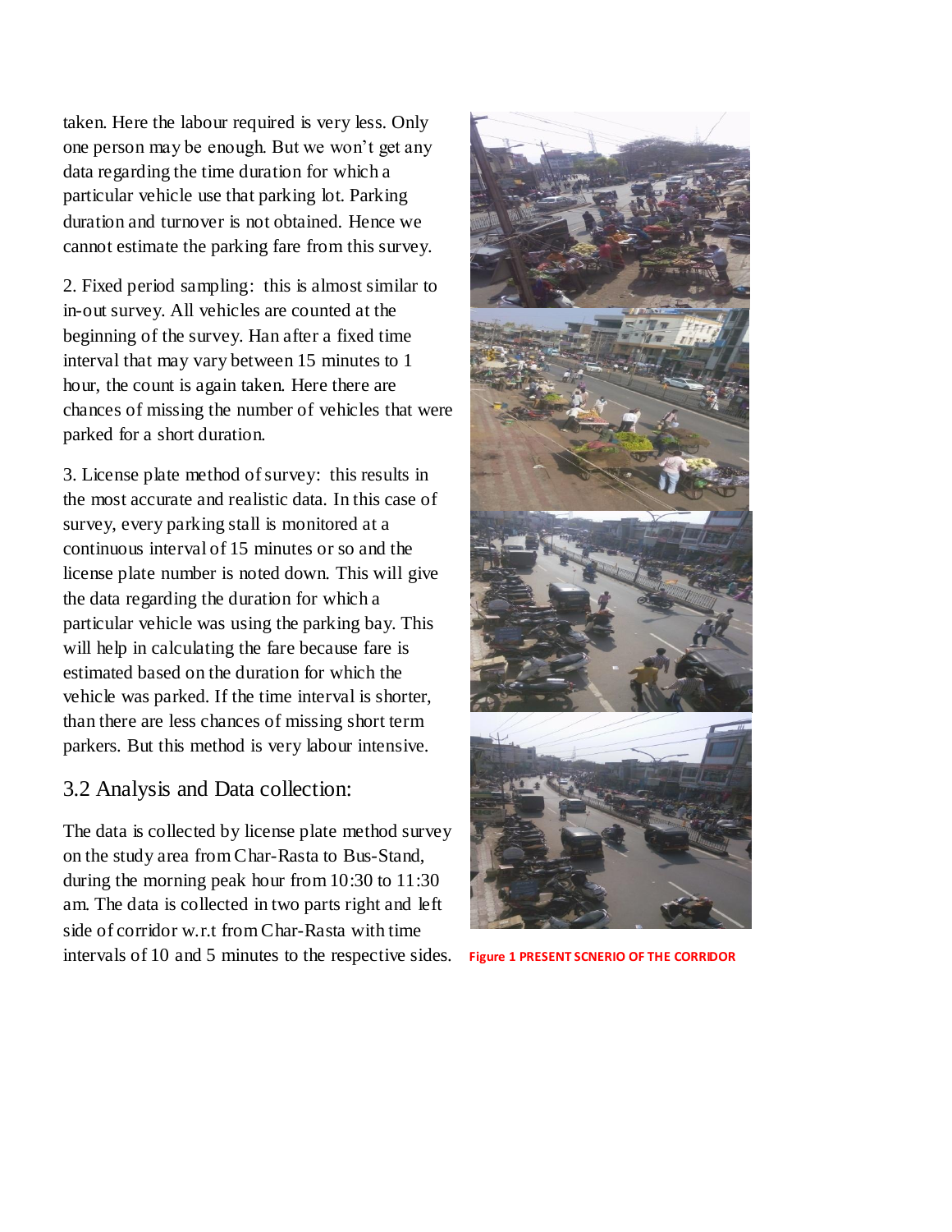taken. Here the labour required is very less. Only one person may be enough. But we won't get any data regarding the time duration for which a particular vehicle use that parking lot. Parking duration and turnover is not obtained. Hence we cannot estimate the parking fare from this survey.

2. Fixed period sampling: this is almost similar to in-out survey. All vehicles are counted at the beginning of the survey. Han after a fixed time interval that may vary between 15 minutes to 1 hour, the count is again taken. Here there are chances of missing the number of vehicles that were parked for a short duration.

3. License plate method of survey: this results in the most accurate and realistic data. In this case of survey, every parking stall is monitored at a continuous interval of 15 minutes or so and the license plate number is noted down. This will give the data regarding the duration for which a particular vehicle was using the parking bay. This will help in calculating the fare because fare is estimated based on the duration for which the vehicle was parked. If the time interval is shorter, than there are less chances of missing short term parkers. But this method is very labour intensive.

## 3.2 Analysis and Data collection:

The data is collected by license plate method survey on the study area from Char-Rasta to Bus-Stand, during the morning peak hour from 10:30 to 11:30 am. The data is collected in two parts right and left side of corridor w.r.t from Char-Rasta with time intervals of 10 and 5 minutes to the respective sides.

**Figure 1 PRESENT SCNERIO OF THE CORRIDOR**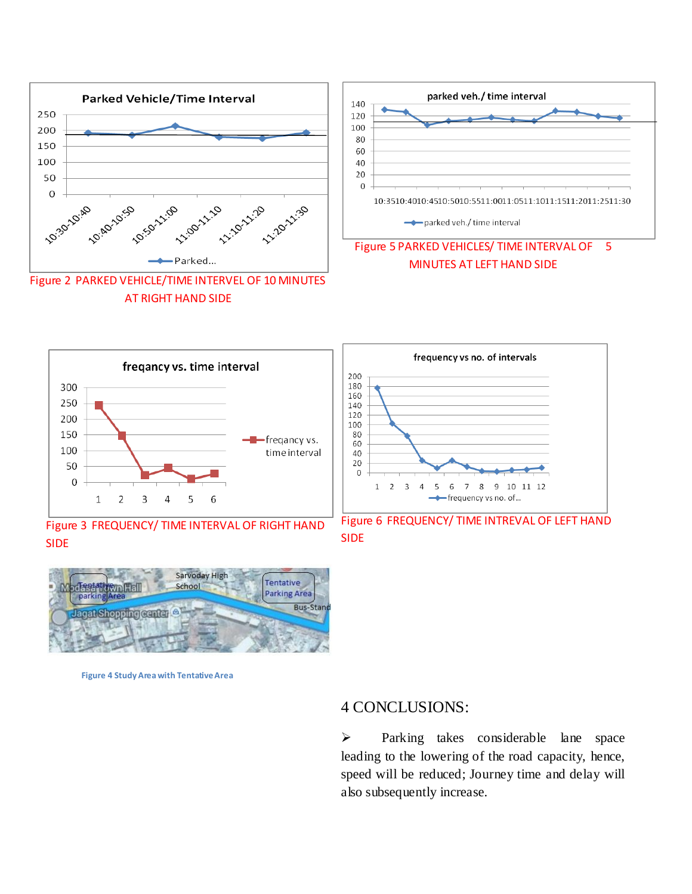Figure 2 PARKED VEHICLE/TIME INTERVEL OF 10 MINUTES AT RIGHT HAND SIDE

Figure 5 PARKED VEHICLES/ TIME INTERVAL OF 5 MINUTES AT LEFT HAND SIDE

Figure 3 FREQUENCY/ TIME INTERVAL OF RIGHT HAND SIDE

Figure 6 FREQUENCY/ TIME INTREVAL OF LEFT HAND SIDE

**Figure 4 Study Area with Tentative Area**

## 4 CONCLUSIONS:

- Parking takes considerable lane space leading to the lowering of the road capacity, hence, speed will be reduced; Journey time and delay will also subsequently increase.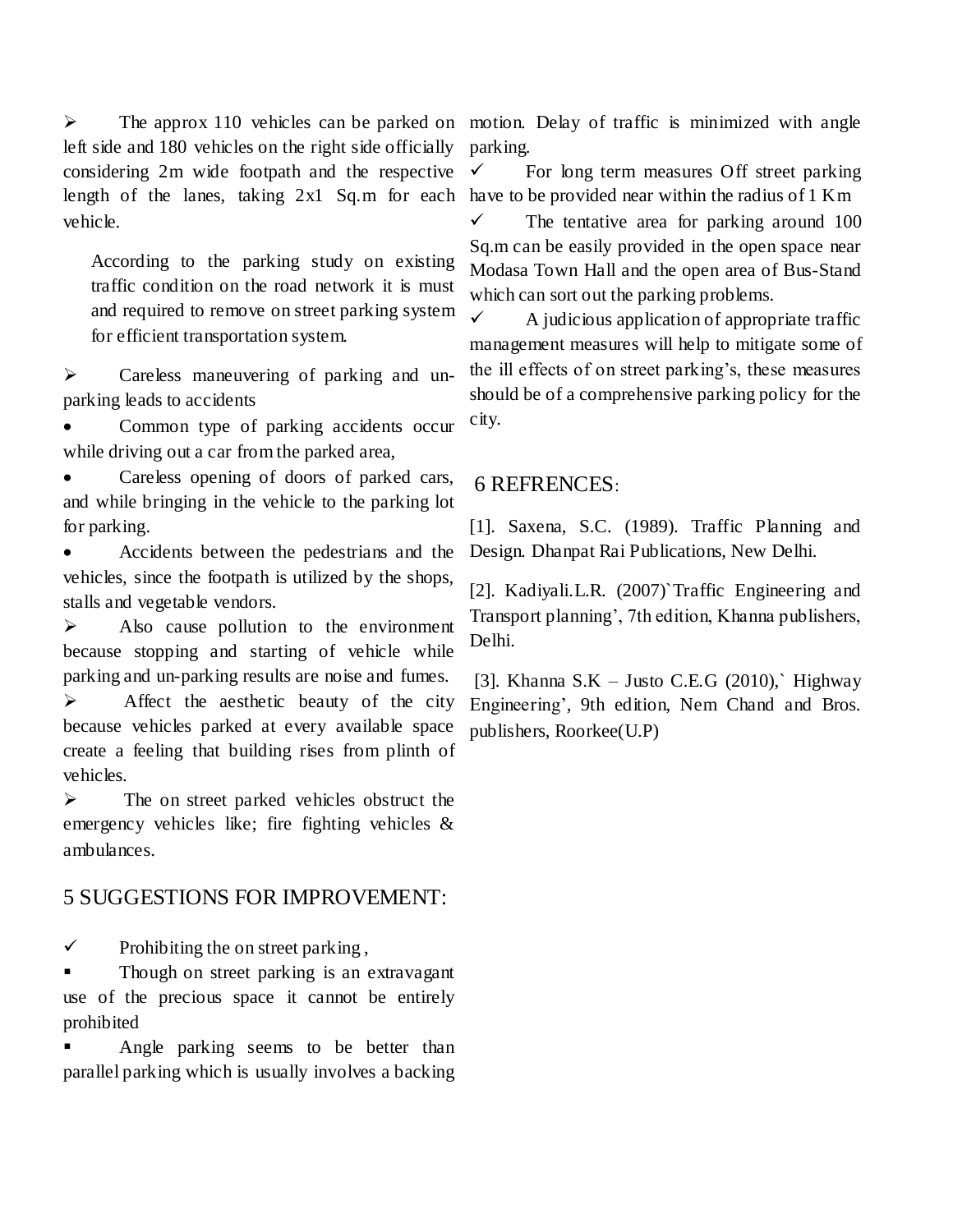- The approx 110 vehicles can be parked on left side and 180 vehicles on the right side officially considering 2m wide footpath and the respective length of the lanes, taking 2x1 Sq.m for each vehicle.

According to the parking study on existing traffic condition on the road network it is must and required to remove on street parking system for efficient transportation system.

- Careless maneuvering of parking and un-parking leads to accidents
  - Common type of parking accidents occur while driving out a car from the parked area,
  - Careless opening of doors of parked cars, and while bringing in the vehicle to the parking lot for parking.
  - Accidents between the pedestrians and the vehicles, since the footpath is utilized by the shops, stalls and vegetable vendors.
- Also cause pollution to the environment because stopping and starting of vehicle while parking and un-parking results are noise and fumes.
- Affect the aesthetic beauty of the city because vehicles parked at every available space create a feeling that building rises from plinth of vehicles.
- The on street parked vehicles obstruct the emergency vehicles like; fire fighting vehicles & ambulances.

## 5 SUGGESTIONS FOR IMPROVEMENT:

- ✓ Prohibiting the on street parking ,
  - Though on street parking is an extravagant use of the precious space it cannot be entirely prohibited
  - Angle parking seems to be better than parallel parking which is usually involves a backing motion. Delay of traffic is minimized with angle parking.
- ✓ For long term measures Off street parking have to be provided near within the radius of 1 Km
- ✓ The tentative area for parking around 100 Sq.m can be easily provided in the open space near Modasa Town Hall and the open area of Bus-Stand which can sort out the parking problems.
- ✓ A judicious application of appropriate traffic management measures will help to mitigate some of the ill effects of on street parking's, these measures should be of a comprehensive parking policy for the city.

## 6 REFRENCES:

[1]. Saxena, S.C. (1989). Traffic Planning and Design. Dhanpat Rai Publications, New Delhi.

[2]. Kadiyali.L.R. (2007)`Traffic Engineering and Transport planning', 7th edition, Khanna publishers, Delhi.

[3]. Khanna S.K – Justo C.E.G (2010),` Highway Engineering', 9th edition, Nem Chand and Bros. publishers, Roorkee(U.P)